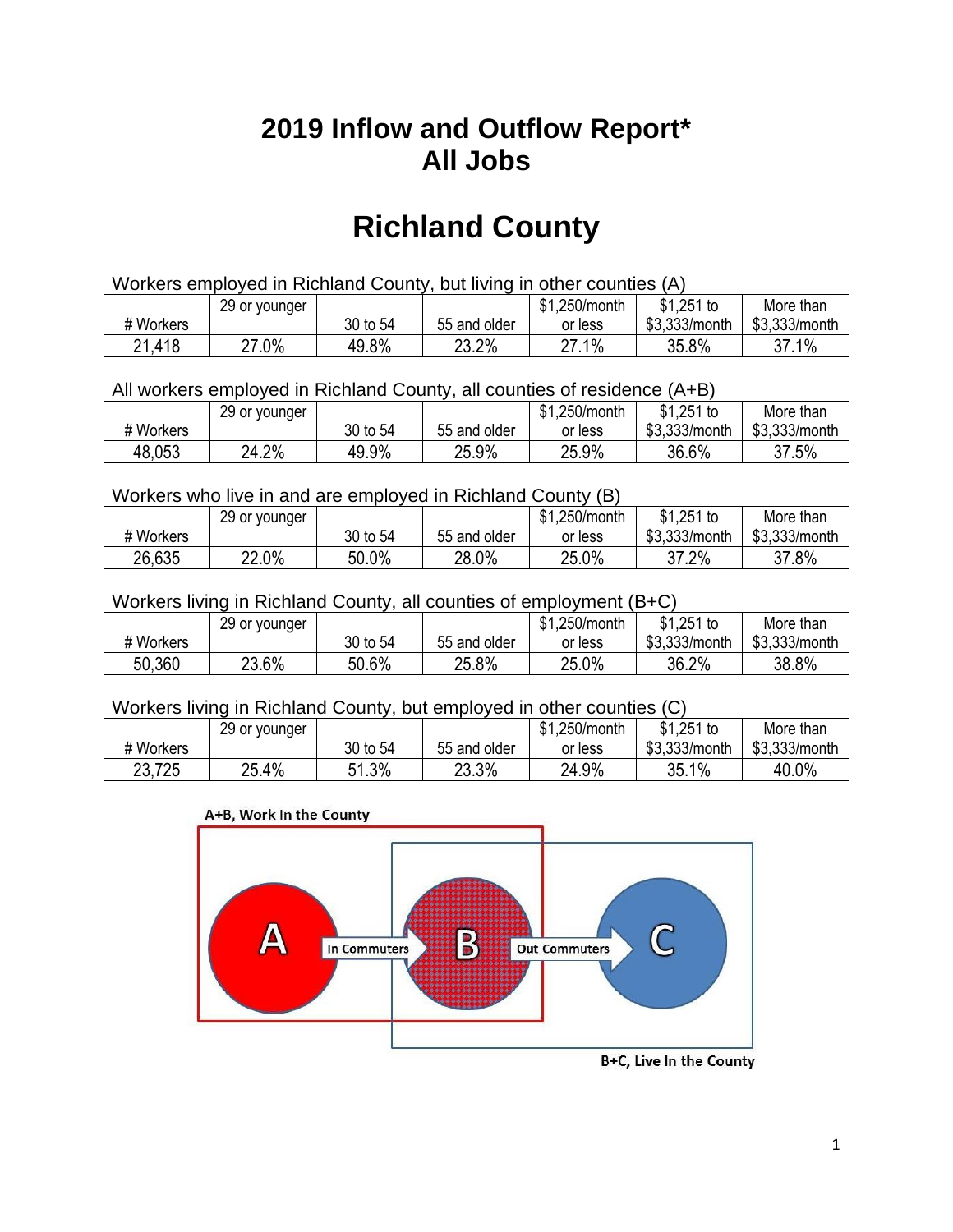# 2019 Inflow and Outflow Report*
# All Jobs

# Richland County

Workers employed in Richland County, but living in other counties (A)

| # Workers | 29 or younger | 30 to 54 | 55 and older | $1,250/month or less | $1,251 to $3,333/month | More than $3,333/month |
|---|---|---|---|---|---|---|
| 21,418 | 27.0% | 49.8% | 23.2% | 27.1% | 35.8% | 37.1% |

All workers employed in Richland County, all counties of residence (A+B)

| # Workers | 29 or younger | 30 to 54 | 55 and older | $1,250/month or less | $1,251 to $3,333/month | More than $3,333/month |
|---|---|---|---|---|---|---|
| 48,053 | 24.2% | 49.9% | 25.9% | 25.9% | 36.6% | 37.5% |

Workers who live in and are employed in Richland County (B)

| # Workers | 29 or younger | 30 to 54 | 55 and older | $1,250/month or less | $1,251 to $3,333/month | More than $3,333/month |
|---|---|---|---|---|---|---|
| 26,635 | 22.0% | 50.0% | 28.0% | 25.0% | 37.2% | 37.8% |

Workers living in Richland County, all counties of employment (B+C)

| # Workers | 29 or younger | 30 to 54 | 55 and older | $1,250/month or less | $1,251 to $3,333/month | More than $3,333/month |
|---|---|---|---|---|---|---|
| 50,360 | 23.6% | 50.6% | 25.8% | 25.0% | 36.2% | 38.8% |

Workers living in Richland County, but employed in other counties (C)

| # Workers | 29 or younger | 30 to 54 | 55 and older | $1,250/month or less | $1,251 to $3,333/month | More than $3,333/month |
|---|---|---|---|---|---|---|
| 23,725 | 25.4% | 51.3% | 23.3% | 24.9% | 35.1% | 40.0% |

A+B, Work In the County

A → In Commuters → B → Out Commuters → C

B+C, Live In the County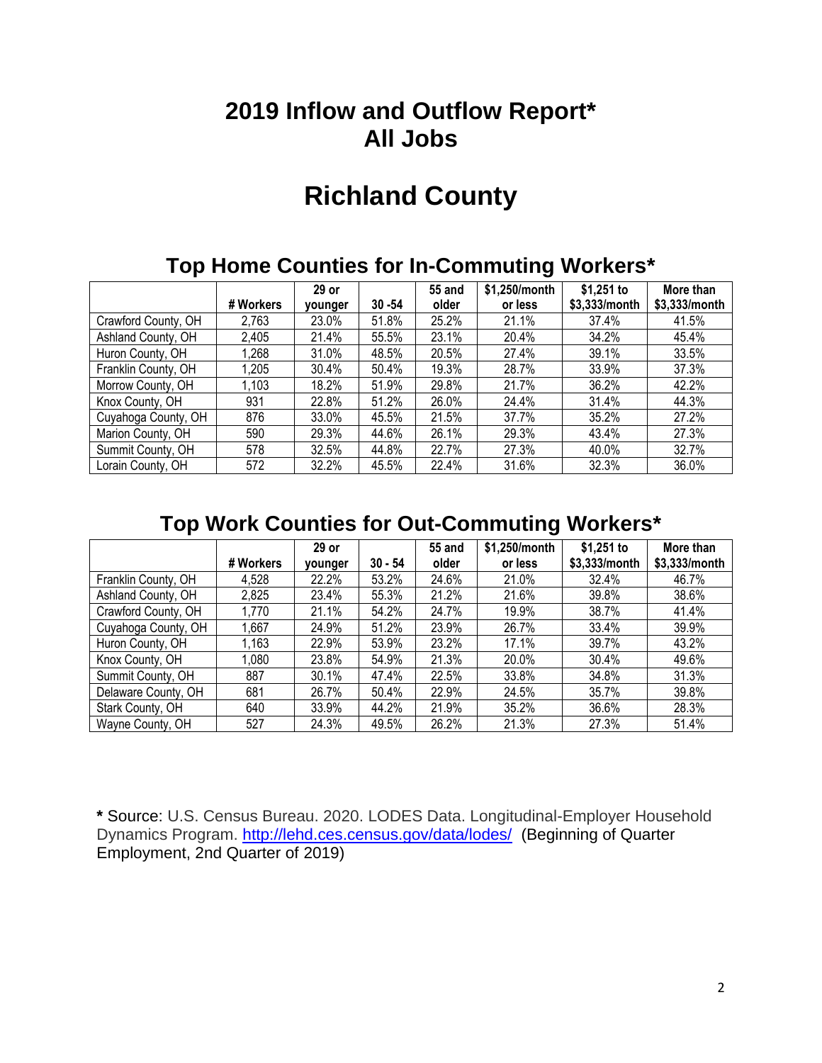# 2019 Inflow and Outflow Report*
# All Jobs

# Richland County

## Top Home Counties for In-Commuting Workers*

| | # Workers | 29 or younger | 30 -54 | 55 and older | $1,250/month or less | $1,251 to $3,333/month | More than $3,333/month |
|---|---|---|---|---|---|---|---|
| Crawford County, OH | 2,763 | 23.0% | 51.8% | 25.2% | 21.1% | 37.4% | 41.5% |
| Ashland County, OH | 2,405 | 21.4% | 55.5% | 23.1% | 20.4% | 34.2% | 45.4% |
| Huron County, OH | 1,268 | 31.0% | 48.5% | 20.5% | 27.4% | 39.1% | 33.5% |
| Franklin County, OH | 1,205 | 30.4% | 50.4% | 19.3% | 28.7% | 33.9% | 37.3% |
| Morrow County, OH | 1,103 | 18.2% | 51.9% | 29.8% | 21.7% | 36.2% | 42.2% |
| Knox County, OH | 931 | 22.8% | 51.2% | 26.0% | 24.4% | 31.4% | 44.3% |
| Cuyahoga County, OH | 876 | 33.0% | 45.5% | 21.5% | 37.7% | 35.2% | 27.2% |
| Marion County, OH | 590 | 29.3% | 44.6% | 26.1% | 29.3% | 43.4% | 27.3% |
| Summit County, OH | 578 | 32.5% | 44.8% | 22.7% | 27.3% | 40.0% | 32.7% |
| Lorain County, OH | 572 | 32.2% | 45.5% | 22.4% | 31.6% | 32.3% | 36.0% |

## Top Work Counties for Out-Commuting Workers*

| | # Workers | 29 or younger | 30 - 54 | 55 and older | $1,250/month or less | $1,251 to $3,333/month | More than $3,333/month |
|---|---|---|---|---|---|---|---|
| Franklin County, OH | 4,528 | 22.2% | 53.2% | 24.6% | 21.0% | 32.4% | 46.7% |
| Ashland County, OH | 2,825 | 23.4% | 55.3% | 21.2% | 21.6% | 39.8% | 38.6% |
| Crawford County, OH | 1,770 | 21.1% | 54.2% | 24.7% | 19.9% | 38.7% | 41.4% |
| Cuyahoga County, OH | 1,667 | 24.9% | 51.2% | 23.9% | 26.7% | 33.4% | 39.9% |
| Huron County, OH | 1,163 | 22.9% | 53.9% | 23.2% | 17.1% | 39.7% | 43.2% |
| Knox County, OH | 1,080 | 23.8% | 54.9% | 21.3% | 20.0% | 30.4% | 49.6% |
| Summit County, OH | 887 | 30.1% | 47.4% | 22.5% | 33.8% | 34.8% | 31.3% |
| Delaware County, OH | 681 | 26.7% | 50.4% | 22.9% | 24.5% | 35.7% | 39.8% |
| Stark County, OH | 640 | 33.9% | 44.2% | 21.9% | 35.2% | 36.6% | 28.3% |
| Wayne County, OH | 527 | 24.3% | 49.5% | 26.2% | 21.3% | 27.3% | 51.4% |

**\*** Source: U.S. Census Bureau. 2020. LODES Data. Longitudinal-Employer Household Dynamics Program. http://lehd.ces.census.gov/data/lodes/ (Beginning of Quarter Employment, 2nd Quarter of 2019)